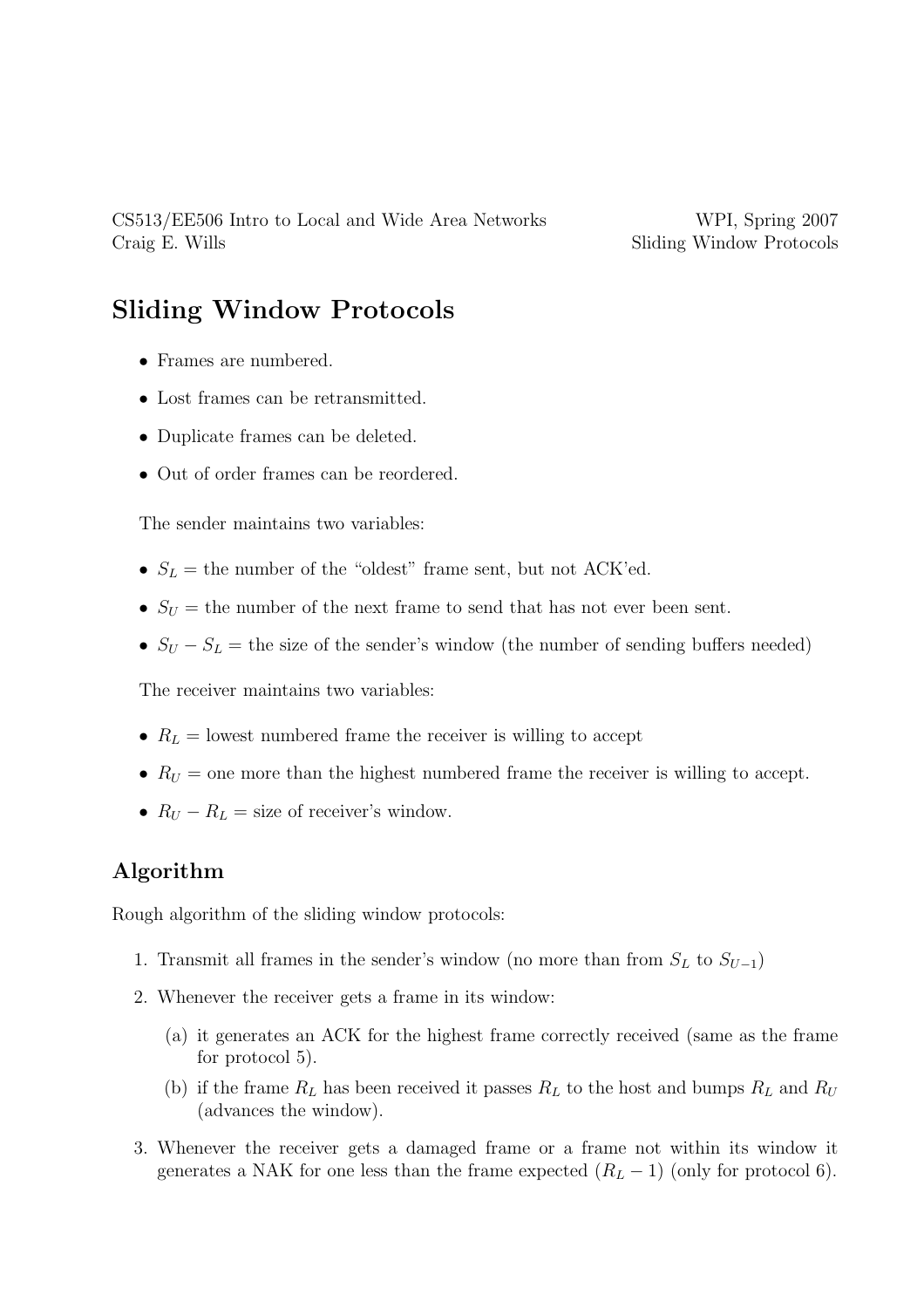CS513/EE506 Intro to Local and Wide Area Networks — WPI, Spring 2007
Craig E. Wills — Sliding Window Protocols

# Sliding Window Protocols

- Frames are numbered.
- Lost frames can be retransmitted.
- Duplicate frames can be deleted.
- Out of order frames can be reordered.

The sender maintains two variables:

- $S_L$ = the number of the "oldest" frame sent, but not ACK'ed.
- $S_U$ = the number of the next frame to send that has not ever been sent.
- $S_U - S_L$ = the size of the sender's window (the number of sending buffers needed)

The receiver maintains two variables:

- $R_L$ = lowest numbered frame the receiver is willing to accept
- $R_U$ = one more than the highest numbered frame the receiver is willing to accept.
- $R_U - R_L$ = size of receiver's window.

## Algorithm

Rough algorithm of the sliding window protocols:

1. Transmit all frames in the sender's window (no more than from $S_L$ to $S_{U-1}$)
2. Whenever the receiver gets a frame in its window:
   (a) it generates an ACK for the highest frame correctly received (same as the frame for protocol 5).
   (b) if the frame $R_L$ has been received it passes $R_L$ to the host and bumps $R_L$ and $R_U$ (advances the window).
3. Whenever the receiver gets a damaged frame or a frame not within its window it generates a NAK for one less than the frame expected ($R_L - 1$) (only for protocol 6).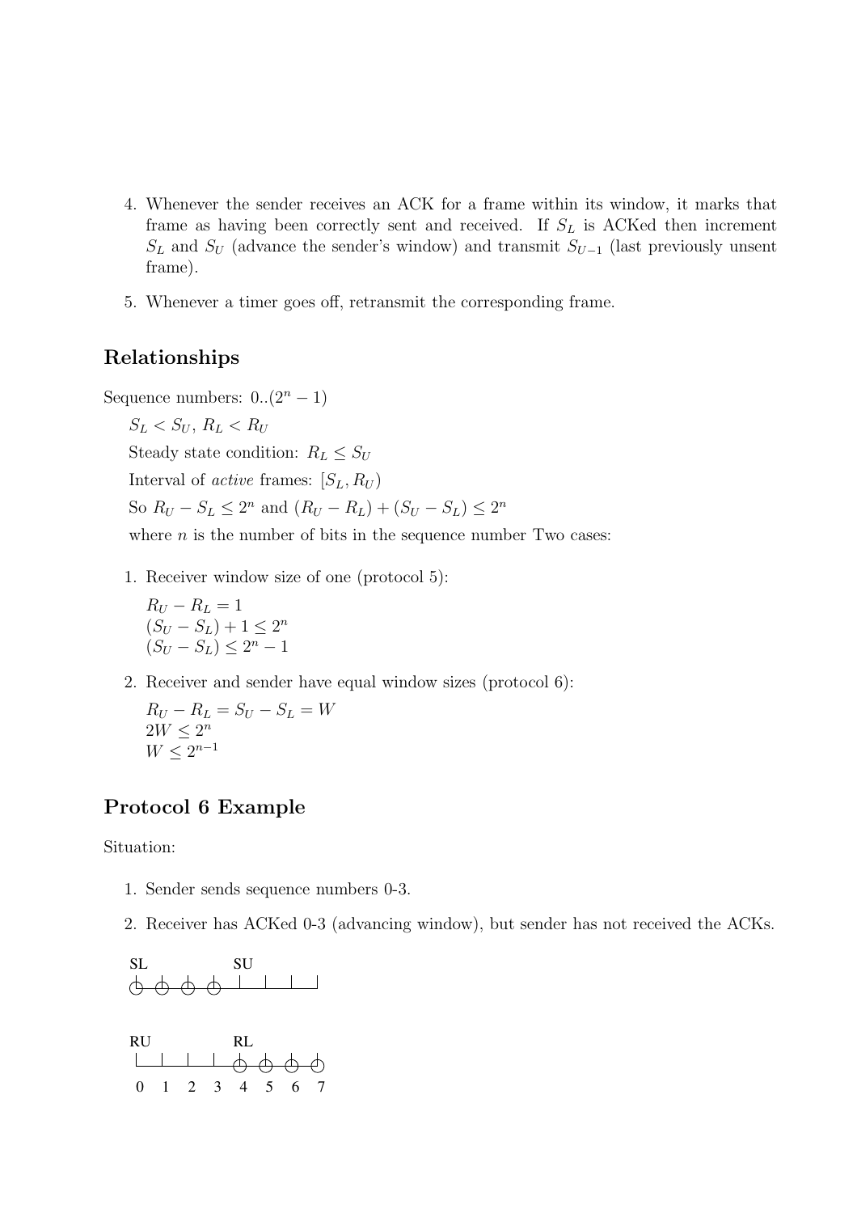4. Whenever the sender receives an ACK for a frame within its window, it marks that frame as having been correctly sent and received. If $S_L$ is ACKed then increment $S_L$ and $S_U$ (advance the sender's window) and transmit $S_{U-1}$ (last previously unsent frame).

5. Whenever a timer goes off, retransmit the corresponding frame.

## Relationships

Sequence numbers: $0..(2^n - 1)$

$S_L < S_U$, $R_L < R_U$

Steady state condition: $R_L \leq S_U$

Interval of *active* frames: $[S_L, R_U)$

So $R_U - S_L \leq 2^n$ and $(R_U - R_L) + (S_U - S_L) \leq 2^n$

where $n$ is the number of bits in the sequence number Two cases:

1. Receiver window size of one (protocol 5):

   $R_U - R_L = 1$
   $(S_U - S_L) + 1 \leq 2^n$
   $(S_U - S_L) \leq 2^n - 1$

2. Receiver and sender have equal window sizes (protocol 6):

   $R_U - R_L = S_U - S_L = W$
   $2W \leq 2^n$
   $W \leq 2^{n-1}$

## Protocol 6 Example

Situation:

1. Sender sends sequence numbers 0-3.

2. Receiver has ACKed 0-3 (advancing window), but sender has not received the ACKs.

SL SU

RU RL

0 1 2 3 4 5 6 7